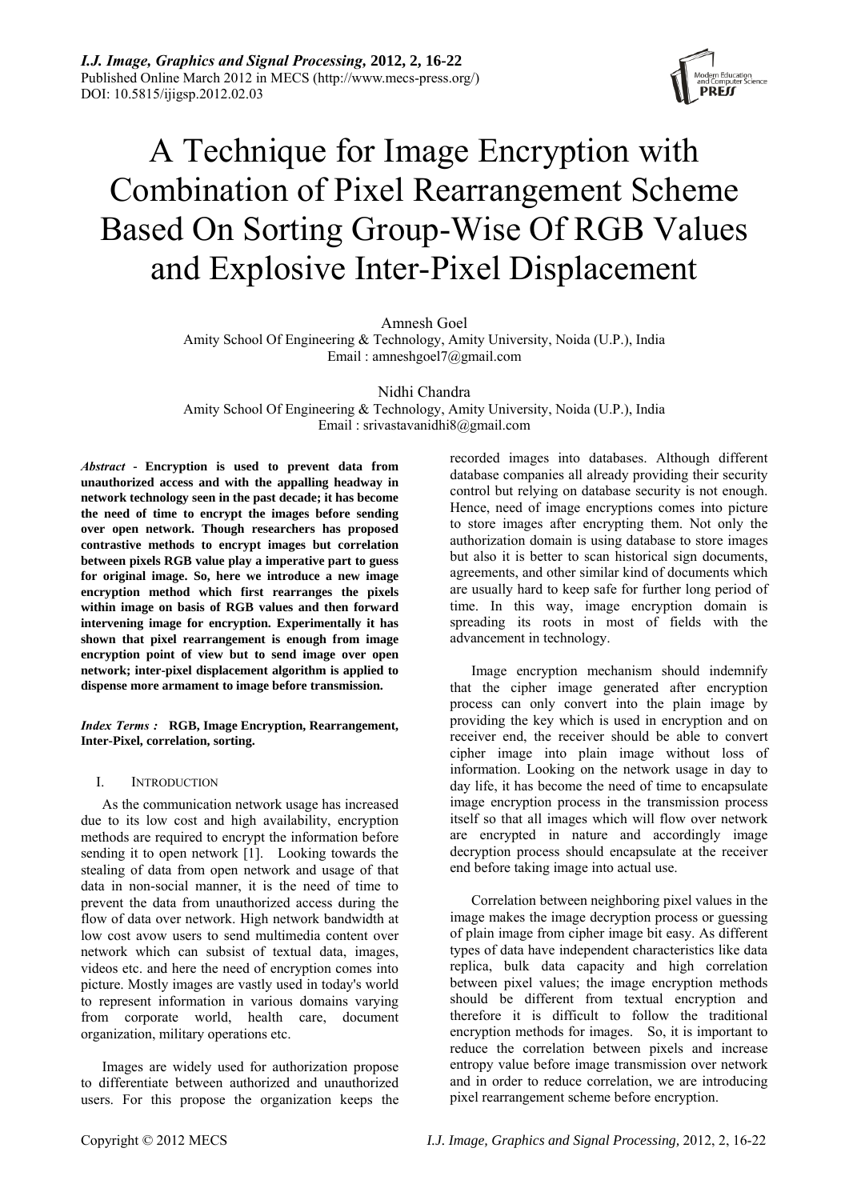# A Technique for Image Encryption with Combination of Pixel Rearrangement Scheme Based On Sorting Group-Wise Of RGB Values and Explosive Inter-Pixel Displacement

Amnesh Goel
Amity School Of Engineering & Technology, Amity University, Noida (U.P.), India
Email : amneshgoel7@gmail.com

Nidhi Chandra
Amity School Of Engineering & Technology, Amity University, Noida (U.P.), India
Email : srivastavanidhi8@gmail.com

***Abstract* - Encryption is used to prevent data from unauthorized access and with the appalling headway in network technology seen in the past decade; it has become the need of time to encrypt the images before sending over open network. Though researchers has proposed contrastive methods to encrypt images but correlation between pixels RGB value play a imperative part to guess for original image. So, here we introduce a new image encryption method which first rearranges the pixels within image on basis of RGB values and then forward intervening image for encryption. Experimentally it has shown that pixel rearrangement is enough from image encryption point of view but to send image over open network; inter-pixel displacement algorithm is applied to dispense more armament to image before transmission.**

***Index Terms :*** **RGB, Image Encryption, Rearrangement, Inter-Pixel, correlation, sorting.**

## I. INTRODUCTION

As the communication network usage has increased due to its low cost and high availability, encryption methods are required to encrypt the information before sending it to open network [1]. Looking towards the stealing of data from open network and usage of that data in non-social manner, it is the need of time to prevent the data from unauthorized access during the flow of data over network. High network bandwidth at low cost avow users to send multimedia content over network which can subsist of textual data, images, videos etc. and here the need of encryption comes into picture. Mostly images are vastly used in today's world to represent information in various domains varying from corporate world, health care, document organization, military operations etc.

Images are widely used for authorization propose to differentiate between authorized and unauthorized users. For this propose the organization keeps the recorded images into databases. Although different database companies all already providing their security control but relying on database security is not enough. Hence, need of image encryptions comes into picture to store images after encrypting them. Not only the authorization domain is using database to store images but also it is better to scan historical sign documents, agreements, and other similar kind of documents which are usually hard to keep safe for further long period of time. In this way, image encryption domain is spreading its roots in most of fields with the advancement in technology.

Image encryption mechanism should indemnify that the cipher image generated after encryption process can only convert into the plain image by providing the key which is used in encryption and on receiver end, the receiver should be able to convert cipher image into plain image without loss of information. Looking on the network usage in day to day life, it has become the need of time to encapsulate image encryption process in the transmission process itself so that all images which will flow over network are encrypted in nature and accordingly image decryption process should encapsulate at the receiver end before taking image into actual use.

Correlation between neighboring pixel values in the image makes the image decryption process or guessing of plain image from cipher image bit easy. As different types of data have independent characteristics like data replica, bulk data capacity and high correlation between pixel values; the image encryption methods should be different from textual encryption and therefore it is difficult to follow the traditional encryption methods for images. So, it is important to reduce the correlation between pixels and increase entropy value before image transmission over network and in order to reduce correlation, we are introducing pixel rearrangement scheme before encryption.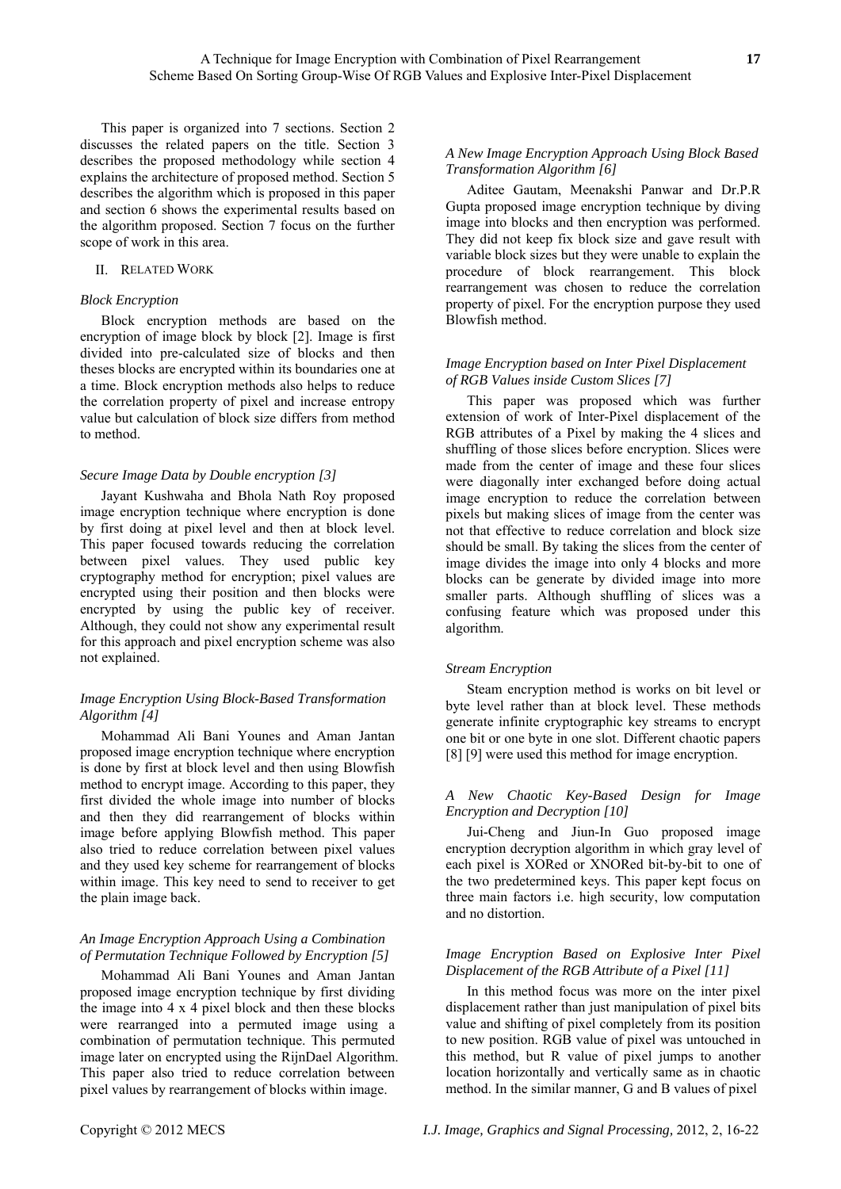This paper is organized into 7 sections. Section 2 discusses the related papers on the title. Section 3 describes the proposed methodology while section 4 explains the architecture of proposed method. Section 5 describes the algorithm which is proposed in this paper and section 6 shows the experimental results based on the algorithm proposed. Section 7 focus on the further scope of work in this area.

## II. Related Work

### *Block Encryption*

Block encryption methods are based on the encryption of image block by block [2]. Image is first divided into pre-calculated size of blocks and then theses blocks are encrypted within its boundaries one at a time. Block encryption methods also helps to reduce the correlation property of pixel and increase entropy value but calculation of block size differs from method to method.

### *Secure Image Data by Double encryption [3]*

Jayant Kushwaha and Bhola Nath Roy proposed image encryption technique where encryption is done by first doing at pixel level and then at block level. This paper focused towards reducing the correlation between pixel values. They used public key cryptography method for encryption; pixel values are encrypted using their position and then blocks were encrypted by using the public key of receiver. Although, they could not show any experimental result for this approach and pixel encryption scheme was also not explained.

### *Image Encryption Using Block-Based Transformation Algorithm [4]*

Mohammad Ali Bani Younes and Aman Jantan proposed image encryption technique where encryption is done by first at block level and then using Blowfish method to encrypt image. According to this paper, they first divided the whole image into number of blocks and then they did rearrangement of blocks within image before applying Blowfish method. This paper also tried to reduce correlation between pixel values and they used key scheme for rearrangement of blocks within image. This key need to send to receiver to get the plain image back.

### *An Image Encryption Approach Using a Combination of Permutation Technique Followed by Encryption [5]*

Mohammad Ali Bani Younes and Aman Jantan proposed image encryption technique by first dividing the image into 4 x 4 pixel block and then these blocks were rearranged into a permuted image using a combination of permutation technique. This permuted image later on encrypted using the RijnDael Algorithm. This paper also tried to reduce correlation between pixel values by rearrangement of blocks within image.

### *A New Image Encryption Approach Using Block Based Transformation Algorithm [6]*

Aditee Gautam, Meenakshi Panwar and Dr.P.R Gupta proposed image encryption technique by diving image into blocks and then encryption was performed. They did not keep fix block size and gave result with variable block sizes but they were unable to explain the procedure of block rearrangement. This block rearrangement was chosen to reduce the correlation property of pixel. For the encryption purpose they used Blowfish method.

### *Image Encryption based on Inter Pixel Displacement of RGB Values inside Custom Slices [7]*

This paper was proposed which was further extension of work of Inter-Pixel displacement of the RGB attributes of a Pixel by making the 4 slices and shuffling of those slices before encryption. Slices were made from the center of image and these four slices were diagonally inter exchanged before doing actual image encryption to reduce the correlation between pixels but making slices of image from the center was not that effective to reduce correlation and block size should be small. By taking the slices from the center of image divides the image into only 4 blocks and more blocks can be generate by divided image into more smaller parts. Although shuffling of slices was a confusing feature which was proposed under this algorithm.

### *Stream Encryption*

Steam encryption method is works on bit level or byte level rather than at block level. These methods generate infinite cryptographic key streams to encrypt one bit or one byte in one slot. Different chaotic papers [8] [9] were used this method for image encryption.

### *A New Chaotic Key-Based Design for Image Encryption and Decryption [10]*

Jui-Cheng and Jiun-In Guo proposed image encryption decryption algorithm in which gray level of each pixel is XORed or XNORed bit-by-bit to one of the two predetermined keys. This paper kept focus on three main factors i.e. high security, low computation and no distortion.

### *Image Encryption Based on Explosive Inter Pixel Displacement of the RGB Attribute of a Pixel [11]*

In this method focus was more on the inter pixel displacement rather than just manipulation of pixel bits value and shifting of pixel completely from its position to new position. RGB value of pixel was untouched in this method, but R value of pixel jumps to another location horizontally and vertically same as in chaotic method. In the similar manner, G and B values of pixel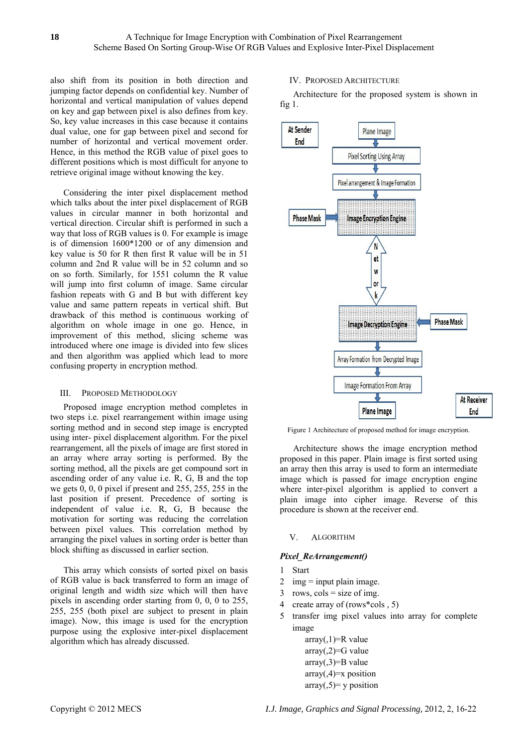also shift from its position in both direction and jumping factor depends on confidential key. Number of horizontal and vertical manipulation of values depend on key and gap between pixel is also defines from key. So, key value increases in this case because it contains dual value, one for gap between pixel and second for number of horizontal and vertical movement order. Hence, in this method the RGB value of pixel goes to different positions which is most difficult for anyone to retrieve original image without knowing the key.

Considering the inter pixel displacement method which talks about the inter pixel displacement of RGB values in circular manner in both horizontal and vertical direction. Circular shift is performed in such a way that loss of RGB values is 0. For example is image is of dimension 1600*1200 or of any dimension and key value is 50 for R then first R value will be in 51 column and 2nd R value will be in 52 column and so on so forth. Similarly, for 1551 column the R value will jump into first column of image. Same circular fashion repeats with G and B but with different key value and same pattern repeats in vertical shift. But drawback of this method is continuous working of algorithm on whole image in one go. Hence, in improvement of this method, slicing scheme was introduced where one image is divided into few slices and then algorithm was applied which lead to more confusing property in encryption method.

## III. Proposed Methodology

Proposed image encryption method completes in two steps i.e. pixel rearrangement within image using sorting method and in second step image is encrypted using inter- pixel displacement algorithm. For the pixel rearrangement, all the pixels of image are first stored in an array where array sorting is performed. By the sorting method, all the pixels are get compound sort in ascending order of any value i.e. R, G, B and the top we gets 0, 0, 0 pixel if present and 255, 255, 255 in the last position if present. Precedence of sorting is independent of value i.e. R, G, B because the motivation for sorting was reducing the correlation between pixel values. This correlation method by arranging the pixel values in sorting order is better than block shifting as discussed in earlier section.

This array which consists of sorted pixel on basis of RGB value is back transferred to form an image of original length and width size which will then have pixels in ascending order starting from 0, 0, 0 to 255, 255, 255 (both pixel are subject to present in plain image). Now, this image is used for the encryption purpose using the explosive inter-pixel displacement algorithm which has already discussed.

## IV. Proposed Architecture

Architecture for the proposed system is shown in fig 1.

At Sender End

Plane Image → Pixel Sorting Using Array → Pixel arrangement & Image Formation → Image Encryption Engine (← Phase Mask) → Network → Image Decryption Engine (← Phase Mask) → Array Formation from Decrypted Image → Image Formation From Array → Plane Image

At Receiver End

Figure 1 Architecture of proposed method for image encryption.

Architecture shows the image encryption method proposed in this paper. Plain image is first sorted using an array then this array is used to form an intermediate image which is passed for image encryption engine where inter-pixel algorithm is applied to convert a plain image into cipher image. Reverse of this procedure is shown at the receiver end.

## V. Algorithm

***Pixel_ReArrangement()***

1. Start
2. img = input plain image.
3. rows, cols = size of img.
4. create array of (rows*cols , 5)
5. transfer img pixel values into array for complete image

    array(,1)=R value
    array(,2)=G value
    array(,3)=B value
    array(,4)=x position
    array(,5)= y position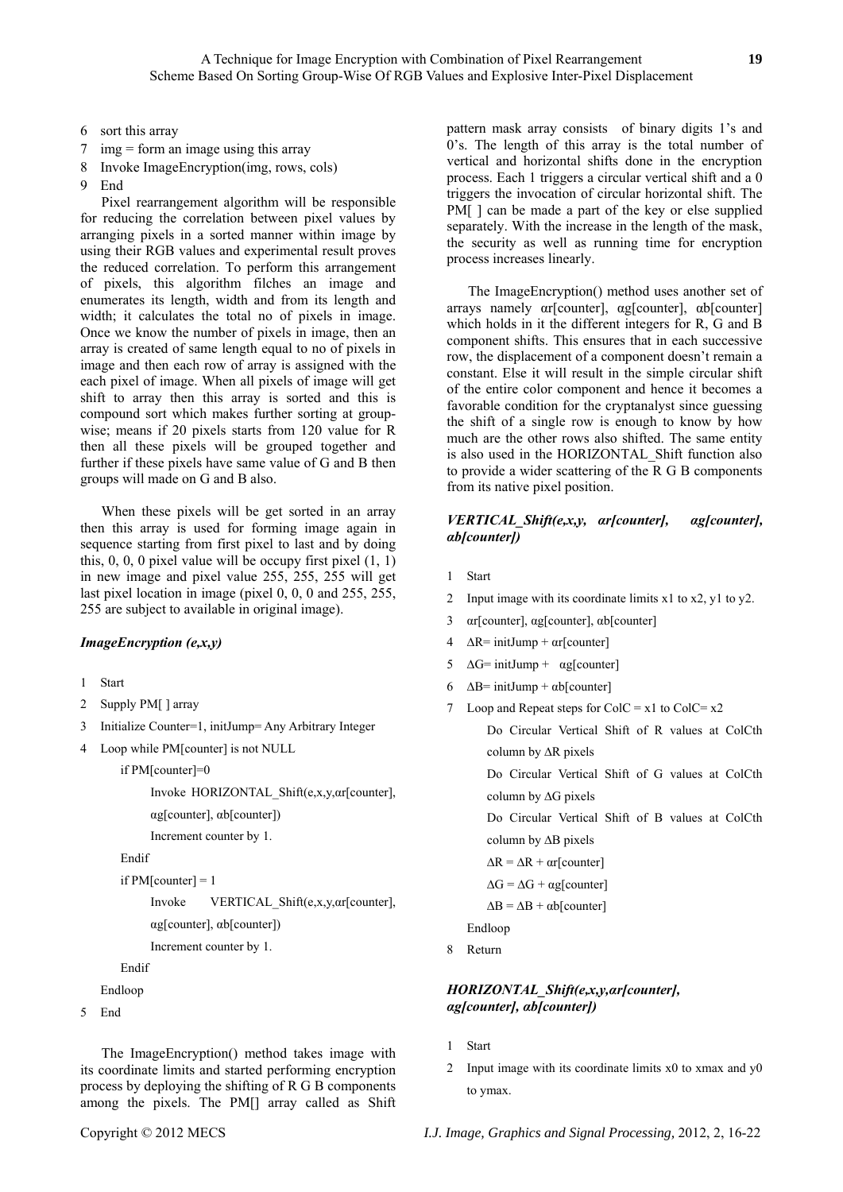6 sort this array
7 img = form an image using this array
8 Invoke ImageEncryption(img, rows, cols)
9 End

Pixel rearrangement algorithm will be responsible for reducing the correlation between pixel values by arranging pixels in a sorted manner within image by using their RGB values and experimental result proves the reduced correlation. To perform this arrangement of pixels, this algorithm filches an image and enumerates its length, width and from its length and width; it calculates the total no of pixels in image. Once we know the number of pixels in image, then an array is created of same length equal to no of pixels in image and then each row of array is assigned with the each pixel of image. When all pixels of image will get shift to array then this array is sorted and this is compound sort which makes further sorting at group-wise; means if 20 pixels starts from 120 value for R then all these pixels will be grouped together and further if these pixels have same value of G and B then groups will made on G and B also.

When these pixels will be get sorted in an array then this array is used for forming image again in sequence starting from first pixel to last and by doing this, 0, 0, 0 pixel value will be occupy first pixel (1, 1) in new image and pixel value 255, 255, 255 will get last pixel location in image (pixel 0, 0, 0 and 255, 255, 255 are subject to available in original image).

***ImageEncryption (e,x,y)***

1 Start
2 Supply PM[ ] array
3 Initialize Counter=1, initJump= Any Arbitrary Integer
4 Loop while PM[counter] is not NULL
    if PM[counter]=0
        Invoke HORIZONTAL_Shift(e,x,y,αr[counter], αg[counter], αb[counter])
        Increment counter by 1.
    Endif
    if PM[counter] = 1
        Invoke VERTICAL_Shift(e,x,y,αr[counter], αg[counter], αb[counter])
        Increment counter by 1.
    Endif
  Endloop
5 End

The ImageEncryption() method takes image with its coordinate limits and started performing encryption process by deploying the shifting of R G B components among the pixels. The PM[] array called as Shift pattern mask array consists of binary digits 1's and 0's. The length of this array is the total number of vertical and horizontal shifts done in the encryption process. Each 1 triggers a circular vertical shift and a 0 triggers the invocation of circular horizontal shift. The PM[ ] can be made a part of the key or else supplied separately. With the increase in the length of the mask, the security as well as running time for encryption process increases linearly.

The ImageEncryption() method uses another set of arrays namely αr[counter], αg[counter], αb[counter] which holds in it the different integers for R, G and B component shifts. This ensures that in each successive row, the displacement of a component doesn't remain a constant. Else it will result in the simple circular shift of the entire color component and hence it becomes a favorable condition for the cryptanalyst since guessing the shift of a single row is enough to know by how much are the other rows also shifted. The same entity is also used in the HORIZONTAL_Shift function also to provide a wider scattering of the R G B components from its native pixel position.

***VERTICAL_Shift(e,x,y, αr[counter], αg[counter], αb[counter])***

1 Start
2 Input image with its coordinate limits x1 to x2, y1 to y2.
3 αr[counter], αg[counter], αb[counter]
4 ΔR= initJump + αr[counter]
5 ΔG= initJump + αg[counter]
6 ΔB= initJump + αb[counter]
7 Loop and Repeat steps for ColC = x1 to ColC= x2
    Do Circular Vertical Shift of R values at ColCth column by ΔR pixels
    Do Circular Vertical Shift of G values at ColCth column by ΔG pixels
    Do Circular Vertical Shift of B values at ColCth column by ΔB pixels
    ΔR = ΔR + αr[counter]
    ΔG = ΔG + αg[counter]
    ΔB = ΔB + αb[counter]
  Endloop
8 Return

***HORIZONTAL_Shift(e,x,y,αr[counter], αg[counter], αb[counter])***

1 Start
2 Input image with its coordinate limits x0 to xmax and y0 to ymax.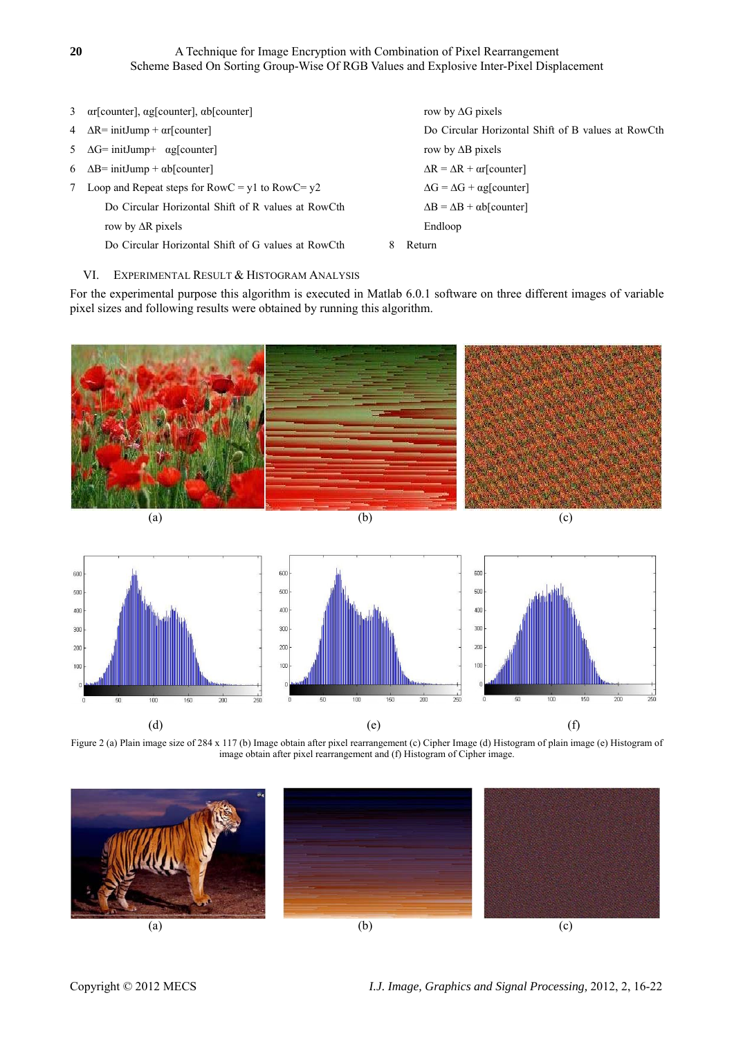3 αr[counter], αg[counter], αb[counter]

4 ΔR= initJump + αr[counter]

5 ΔG= initJump+ αg[counter]

6 ΔB= initJump + αb[counter]

7 Loop and Repeat steps for RowC = y1 to RowC= y2

    Do Circular Horizontal Shift of R values at RowCth row by ΔR pixels

    Do Circular Horizontal Shift of G values at RowCth row by ΔG pixels

    Do Circular Horizontal Shift of B values at RowCth row by ΔB pixels

    ΔR = ΔR + αr[counter]

    ΔG = ΔG + αg[counter]

    ΔB = ΔB + αb[counter]

    Endloop

8 Return

## VI. Experimental Result & Histogram Analysis

For the experimental purpose this algorithm is executed in Matlab 6.0.1 software on three different images of variable pixel sizes and following results were obtained by running this algorithm.

(a) (b) (c)

(d) (e) (f)

Figure 2 (a) Plain image size of 284 x 117 (b) Image obtain after pixel rearrangement (c) Cipher Image (d) Histogram of plain image (e) Histogram of image obtain after pixel rearrangement and (f) Histogram of Cipher image.

(a) (b) (c)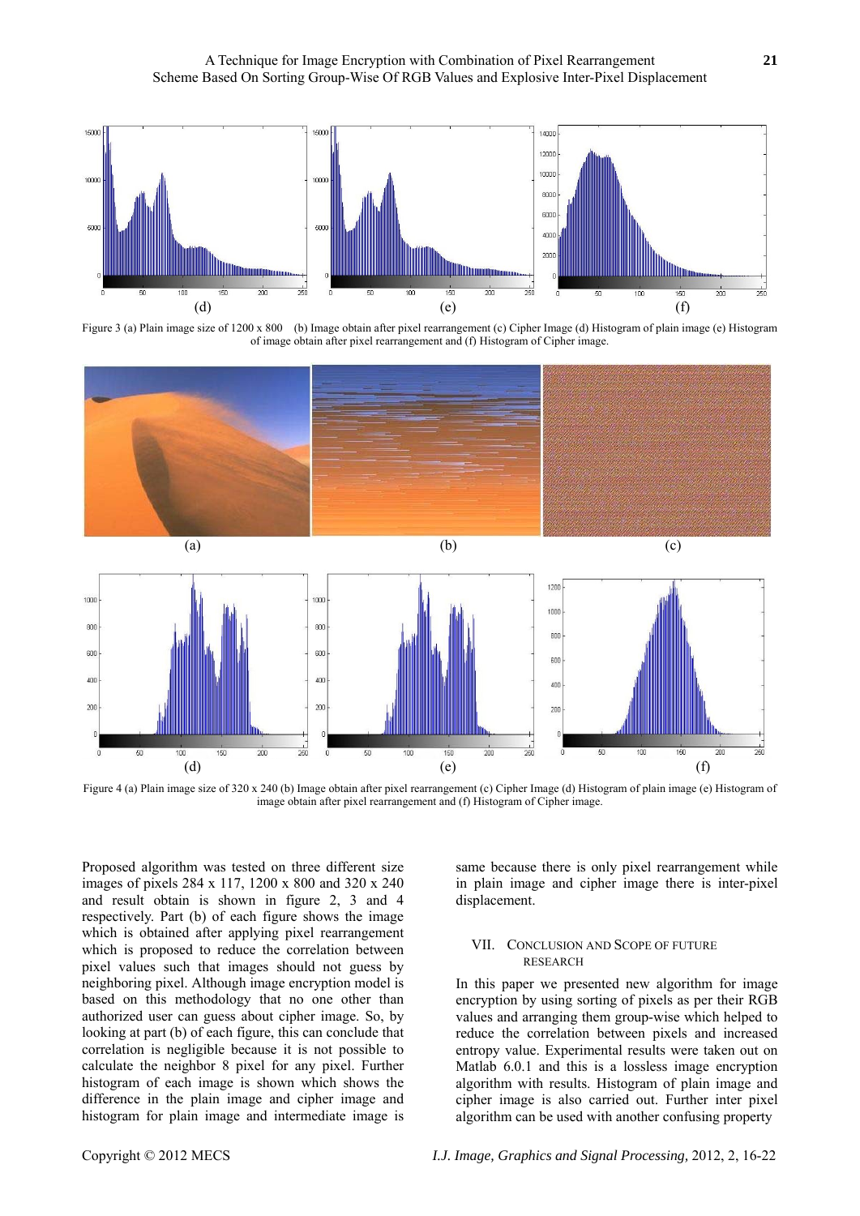(d) (e) (f)

Figure 3 (a) Plain image size of 1200 x 800 (b) Image obtain after pixel rearrangement (c) Cipher Image (d) Histogram of plain image (e) Histogram of image obtain after pixel rearrangement and (f) Histogram of Cipher image.

(a) (b) (c)

(d) (e) (f)

Figure 4 (a) Plain image size of 320 x 240 (b) Image obtain after pixel rearrangement (c) Cipher Image (d) Histogram of plain image (e) Histogram of image obtain after pixel rearrangement and (f) Histogram of Cipher image.

Proposed algorithm was tested on three different size images of pixels 284 x 117, 1200 x 800 and 320 x 240 and result obtain is shown in figure 2, 3 and 4 respectively. Part (b) of each figure shows the image which is obtained after applying pixel rearrangement which is proposed to reduce the correlation between pixel values such that images should not guess by neighboring pixel. Although image encryption model is based on this methodology that no one other than authorized user can guess about cipher image. So, by looking at part (b) of each figure, this can conclude that correlation is negligible because it is not possible to calculate the neighbor 8 pixel for any pixel. Further histogram of each image is shown which shows the difference in the plain image and cipher image and histogram for plain image and intermediate image is same because there is only pixel rearrangement while in plain image and cipher image there is inter-pixel displacement.

## VII. Conclusion and Scope of Future Research

In this paper we presented new algorithm for image encryption by using sorting of pixels as per their RGB values and arranging them group-wise which helped to reduce the correlation between pixels and increased entropy value. Experimental results were taken out on Matlab 6.0.1 and this is a lossless image encryption algorithm with results. Histogram of plain image and cipher image is also carried out. Further inter pixel algorithm can be used with another confusing property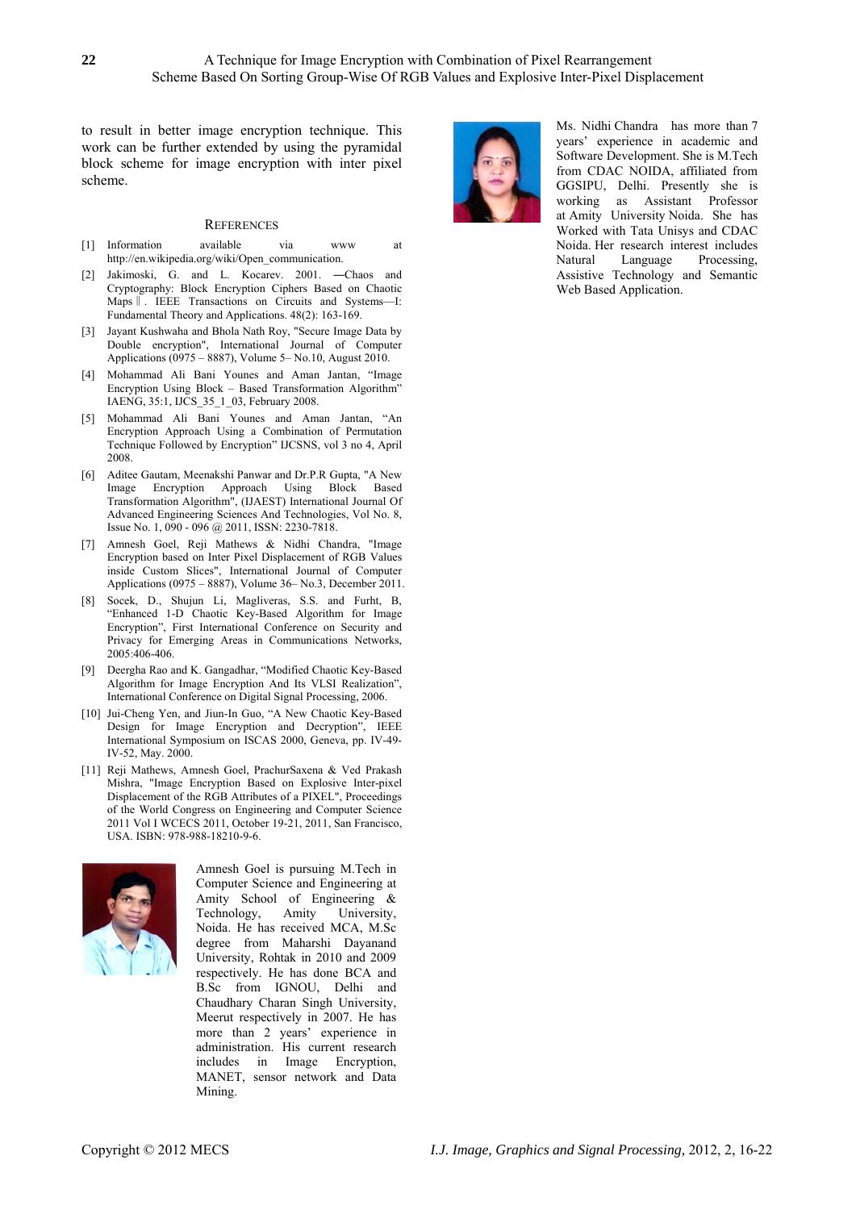to result in better image encryption technique. This work can be further extended by using the pyramidal block scheme for image encryption with inter pixel scheme.

## REFERENCES

[1] Information available via www at http://en.wikipedia.org/wiki/Open_communication.

[2] Jakimoski, G. and L. Kocarev. 2001. ―Chaos and Cryptography: Block Encryption Ciphers Based on Chaotic Maps‖. IEEE Transactions on Circuits and Systems—I: Fundamental Theory and Applications. 48(2): 163-169.

[3] Jayant Kushwaha and Bhola Nath Roy, "Secure Image Data by Double encryption", International Journal of Computer Applications (0975 – 8887), Volume 5– No.10, August 2010.

[4] Mohammad Ali Bani Younes and Aman Jantan, "Image Encryption Using Block – Based Transformation Algorithm" IAENG, 35:1, IJCS_35_1_03, February 2008.

[5] Mohammad Ali Bani Younes and Aman Jantan, "An Encryption Approach Using a Combination of Permutation Technique Followed by Encryption" IJCSNS, vol 3 no 4, April 2008.

[6] Aditee Gautam, Meenakshi Panwar and Dr.P.R Gupta, "A New Image Encryption Approach Using Block Based Transformation Algorithm", (IJAEST) International Journal Of Advanced Engineering Sciences And Technologies, Vol No. 8, Issue No. 1, 090 - 096 @ 2011, ISSN: 2230-7818.

[7] Amnesh Goel, Reji Mathews & Nidhi Chandra, "Image Encryption based on Inter Pixel Displacement of RGB Values inside Custom Slices", International Journal of Computer Applications (0975 – 8887), Volume 36– No.3, December 2011.

[8] Socek, D., Shujun Li, Magliveras, S.S. and Furht, B, "Enhanced 1-D Chaotic Key-Based Algorithm for Image Encryption", First International Conference on Security and Privacy for Emerging Areas in Communications Networks, 2005:406-406.

[9] Deergha Rao and K. Gangadhar, "Modified Chaotic Key-Based Algorithm for Image Encryption And Its VLSI Realization", International Conference on Digital Signal Processing, 2006.

[10] Jui-Cheng Yen, and Jiun-In Guo, "A New Chaotic Key-Based Design for Image Encryption and Decryption", IEEE International Symposium on ISCAS 2000, Geneva, pp. IV-49-IV-52, May. 2000.

[11] Reji Mathews, Amnesh Goel, PrachurSaxena & Ved Prakash Mishra, "Image Encryption Based on Explosive Inter-pixel Displacement of the RGB Attributes of a PIXEL", Proceedings of the World Congress on Engineering and Computer Science 2011 Vol I WCECS 2011, October 19-21, 2011, San Francisco, USA. ISBN: 978-988-18210-9-6.

Amnesh Goel is pursuing M.Tech in Computer Science and Engineering at Amity School of Engineering & Technology, Amity University, Noida. He has received MCA, M.Sc degree from Maharshi Dayanand University, Rohtak in 2010 and 2009 respectively. He has done BCA and B.Sc from IGNOU, Delhi and Chaudhary Charan Singh University, Meerut respectively in 2007. He has more than 2 years' experience in administration. His current research includes in Image Encryption, MANET, sensor network and Data Mining.

Ms. Nidhi Chandra has more than 7 years' experience in academic and Software Development. She is M.Tech from CDAC NOIDA, affiliated from GGSIPU, Delhi. Presently she is working as Assistant Professor at Amity University Noida. She has Worked with Tata Unisys and CDAC Noida. Her research interest includes Natural Language Processing, Assistive Technology and Semantic Web Based Application.